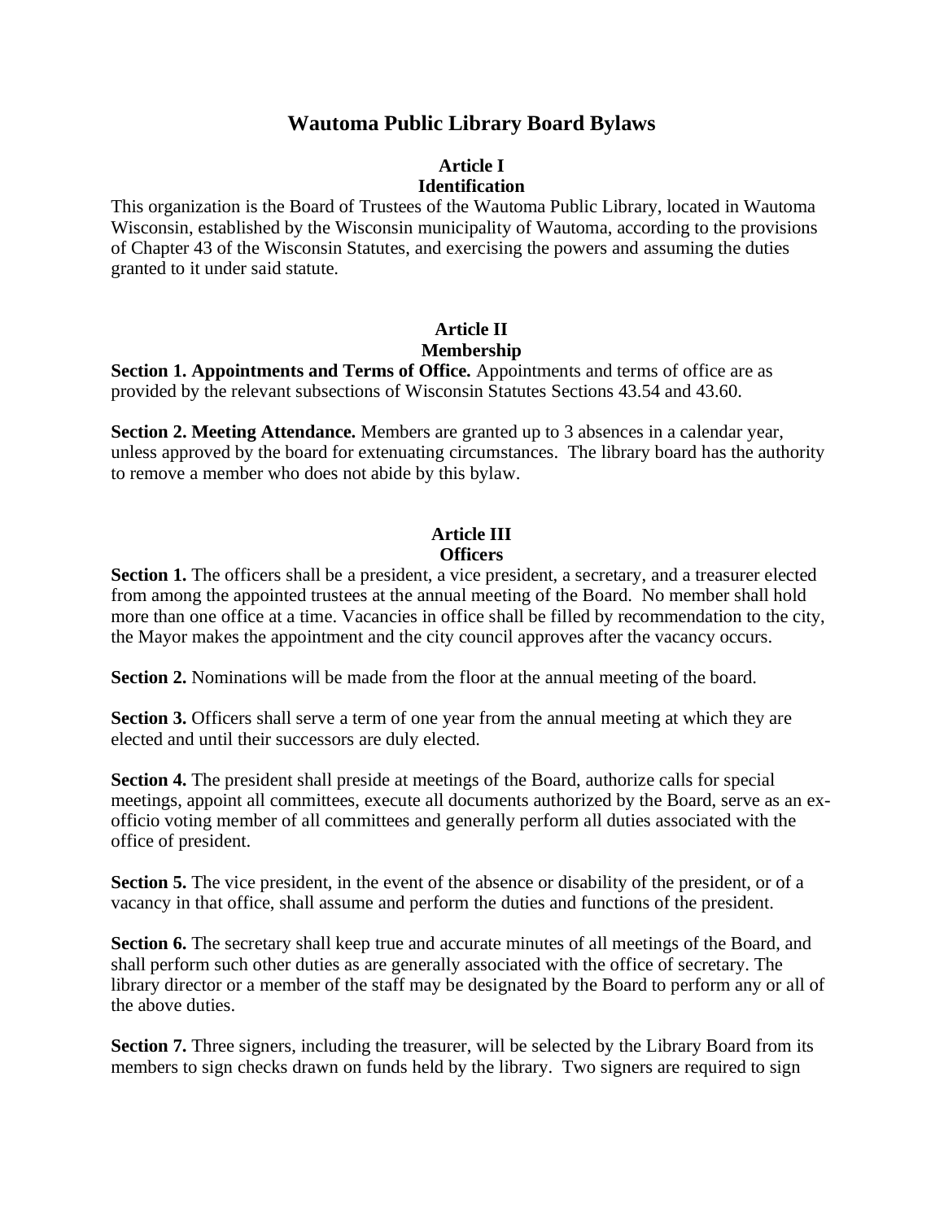# Wautoma Public Library Board Bylaws

## Article I
## Identification

This organization is the Board of Trustees of the Wautoma Public Library, located in Wautoma Wisconsin, established by the Wisconsin municipality of Wautoma, according to the provisions of Chapter 43 of the Wisconsin Statutes, and exercising the powers and assuming the duties granted to it under said statute.

## Article II
## Membership

**Section 1. Appointments and Terms of Office.** Appointments and terms of office are as provided by the relevant subsections of Wisconsin Statutes Sections 43.54 and 43.60.

**Section 2. Meeting Attendance.** Members are granted up to 3 absences in a calendar year, unless approved by the board for extenuating circumstances. The library board has the authority to remove a member who does not abide by this bylaw.

## Article III
## Officers

**Section 1.** The officers shall be a president, a vice president, a secretary, and a treasurer elected from among the appointed trustees at the annual meeting of the Board. No member shall hold more than one office at a time. Vacancies in office shall be filled by recommendation to the city, the Mayor makes the appointment and the city council approves after the vacancy occurs.

**Section 2.** Nominations will be made from the floor at the annual meeting of the board.

**Section 3.** Officers shall serve a term of one year from the annual meeting at which they are elected and until their successors are duly elected.

**Section 4.** The president shall preside at meetings of the Board, authorize calls for special meetings, appoint all committees, execute all documents authorized by the Board, serve as an ex-officio voting member of all committees and generally perform all duties associated with the office of president.

**Section 5.** The vice president, in the event of the absence or disability of the president, or of a vacancy in that office, shall assume and perform the duties and functions of the president.

**Section 6.** The secretary shall keep true and accurate minutes of all meetings of the Board, and shall perform such other duties as are generally associated with the office of secretary. The library director or a member of the staff may be designated by the Board to perform any or all of the above duties.

**Section 7.** Three signers, including the treasurer, will be selected by the Library Board from its members to sign checks drawn on funds held by the library. Two signers are required to sign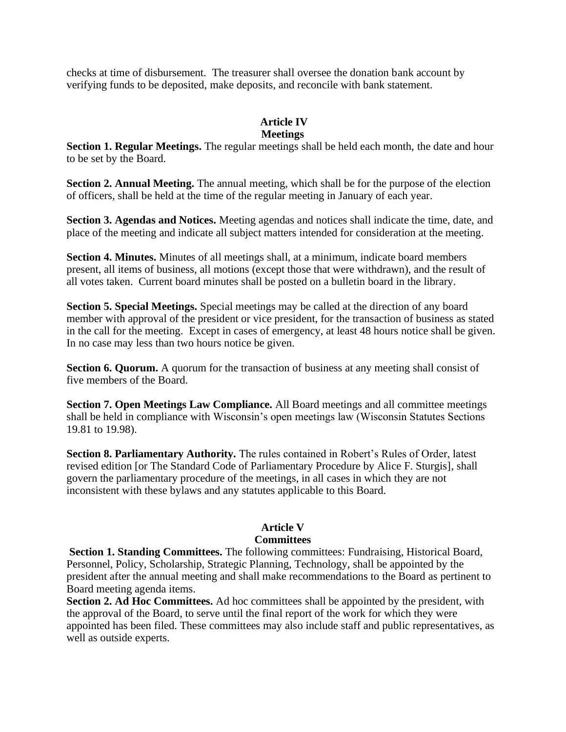checks at time of disbursement. The treasurer shall oversee the donation bank account by verifying funds to be deposited, make deposits, and reconcile with bank statement.

## Article IV
## Meetings

**Section 1. Regular Meetings.** The regular meetings shall be held each month, the date and hour to be set by the Board.

**Section 2. Annual Meeting.** The annual meeting, which shall be for the purpose of the election of officers, shall be held at the time of the regular meeting in January of each year.

**Section 3. Agendas and Notices.** Meeting agendas and notices shall indicate the time, date, and place of the meeting and indicate all subject matters intended for consideration at the meeting.

**Section 4. Minutes.** Minutes of all meetings shall, at a minimum, indicate board members present, all items of business, all motions (except those that were withdrawn), and the result of all votes taken. Current board minutes shall be posted on a bulletin board in the library.

**Section 5. Special Meetings.** Special meetings may be called at the direction of any board member with approval of the president or vice president, for the transaction of business as stated in the call for the meeting. Except in cases of emergency, at least 48 hours notice shall be given. In no case may less than two hours notice be given.

**Section 6. Quorum.** A quorum for the transaction of business at any meeting shall consist of five members of the Board.

**Section 7. Open Meetings Law Compliance.** All Board meetings and all committee meetings shall be held in compliance with Wisconsin's open meetings law (Wisconsin Statutes Sections 19.81 to 19.98).

**Section 8. Parliamentary Authority.** The rules contained in Robert's Rules of Order, latest revised edition [or The Standard Code of Parliamentary Procedure by Alice F. Sturgis], shall govern the parliamentary procedure of the meetings, in all cases in which they are not inconsistent with these bylaws and any statutes applicable to this Board.

## Article V
## Committees

**Section 1. Standing Committees.** The following committees: Fundraising, Historical Board, Personnel, Policy, Scholarship, Strategic Planning, Technology, shall be appointed by the president after the annual meeting and shall make recommendations to the Board as pertinent to Board meeting agenda items.

**Section 2. Ad Hoc Committees.** Ad hoc committees shall be appointed by the president, with the approval of the Board, to serve until the final report of the work for which they were appointed has been filed. These committees may also include staff and public representatives, as well as outside experts.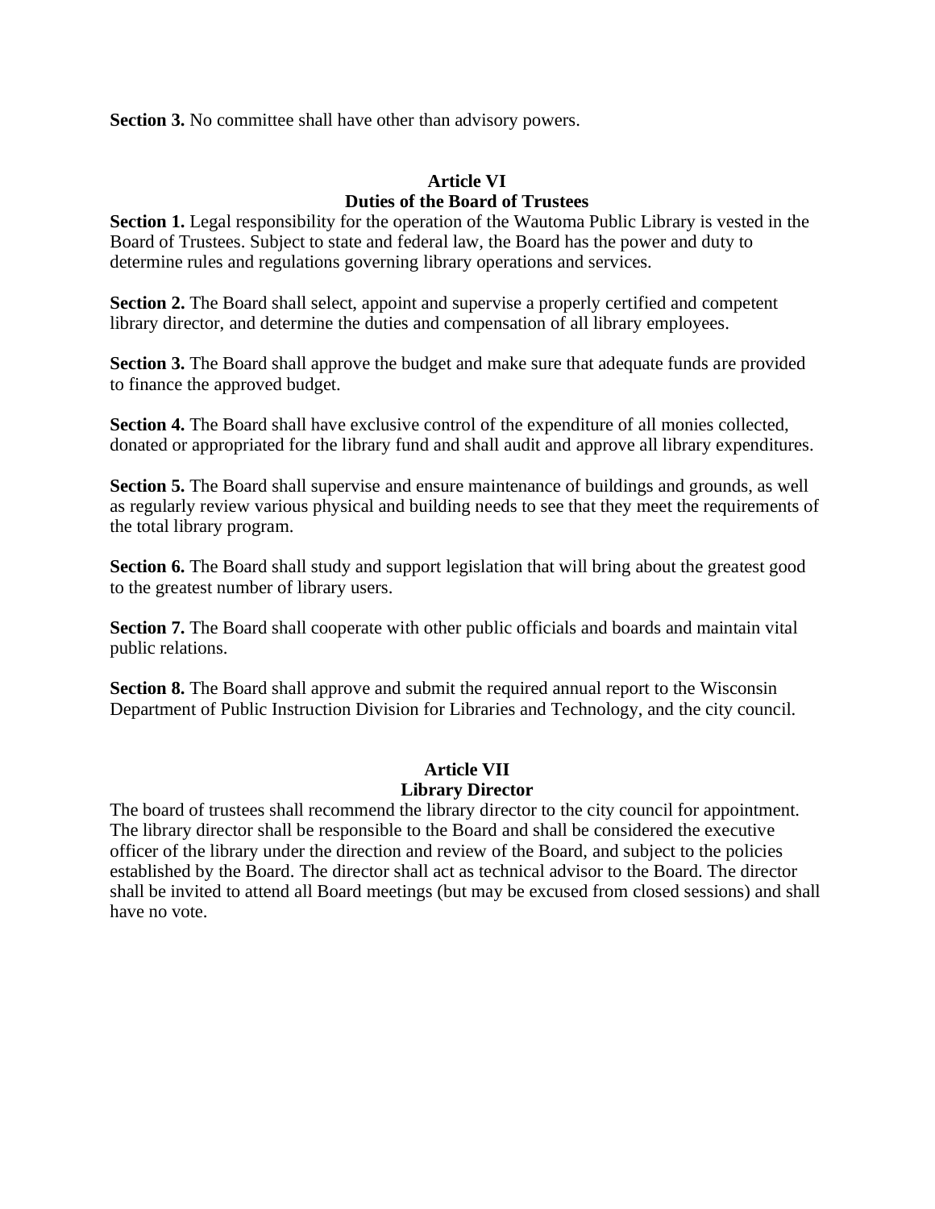**Section 3.** No committee shall have other than advisory powers.

## Article VI
## Duties of the Board of Trustees

**Section 1.** Legal responsibility for the operation of the Wautoma Public Library is vested in the Board of Trustees. Subject to state and federal law, the Board has the power and duty to determine rules and regulations governing library operations and services.

**Section 2.** The Board shall select, appoint and supervise a properly certified and competent library director, and determine the duties and compensation of all library employees.

**Section 3.** The Board shall approve the budget and make sure that adequate funds are provided to finance the approved budget.

**Section 4.** The Board shall have exclusive control of the expenditure of all monies collected, donated or appropriated for the library fund and shall audit and approve all library expenditures.

**Section 5.** The Board shall supervise and ensure maintenance of buildings and grounds, as well as regularly review various physical and building needs to see that they meet the requirements of the total library program.

**Section 6.** The Board shall study and support legislation that will bring about the greatest good to the greatest number of library users.

**Section 7.** The Board shall cooperate with other public officials and boards and maintain vital public relations.

**Section 8.** The Board shall approve and submit the required annual report to the Wisconsin Department of Public Instruction Division for Libraries and Technology, and the city council.

## Article VII
## Library Director

The board of trustees shall recommend the library director to the city council for appointment. The library director shall be responsible to the Board and shall be considered the executive officer of the library under the direction and review of the Board, and subject to the policies established by the Board. The director shall act as technical advisor to the Board. The director shall be invited to attend all Board meetings (but may be excused from closed sessions) and shall have no vote.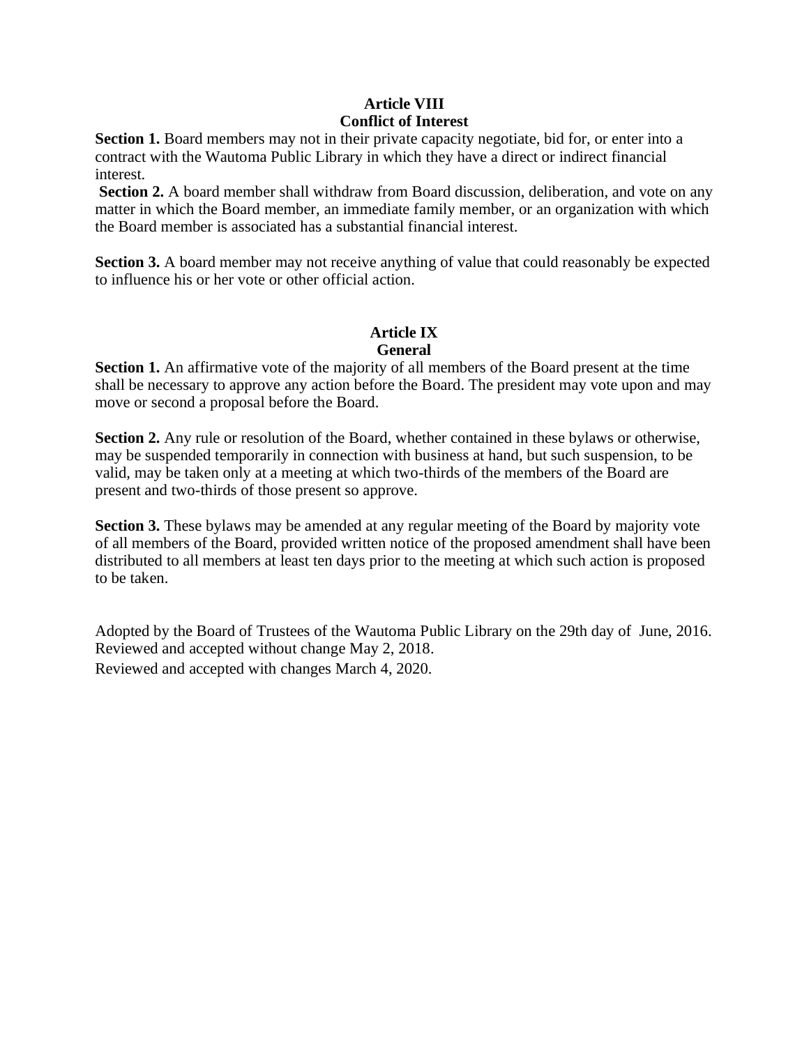## Article VIII
## Conflict of Interest

**Section 1.** Board members may not in their private capacity negotiate, bid for, or enter into a contract with the Wautoma Public Library in which they have a direct or indirect financial interest.

**Section 2.** A board member shall withdraw from Board discussion, deliberation, and vote on any matter in which the Board member, an immediate family member, or an organization with which the Board member is associated has a substantial financial interest.

**Section 3.** A board member may not receive anything of value that could reasonably be expected to influence his or her vote or other official action.

## Article IX
## General

**Section 1.** An affirmative vote of the majority of all members of the Board present at the time shall be necessary to approve any action before the Board. The president may vote upon and may move or second a proposal before the Board.

**Section 2.** Any rule or resolution of the Board, whether contained in these bylaws or otherwise, may be suspended temporarily in connection with business at hand, but such suspension, to be valid, may be taken only at a meeting at which two-thirds of the members of the Board are present and two-thirds of those present so approve.

**Section 3.** These bylaws may be amended at any regular meeting of the Board by majority vote of all members of the Board, provided written notice of the proposed amendment shall have been distributed to all members at least ten days prior to the meeting at which such action is proposed to be taken.

Adopted by the Board of Trustees of the Wautoma Public Library on the 29th day of June, 2016.
Reviewed and accepted without change May 2, 2018.
Reviewed and accepted with changes March 4, 2020.